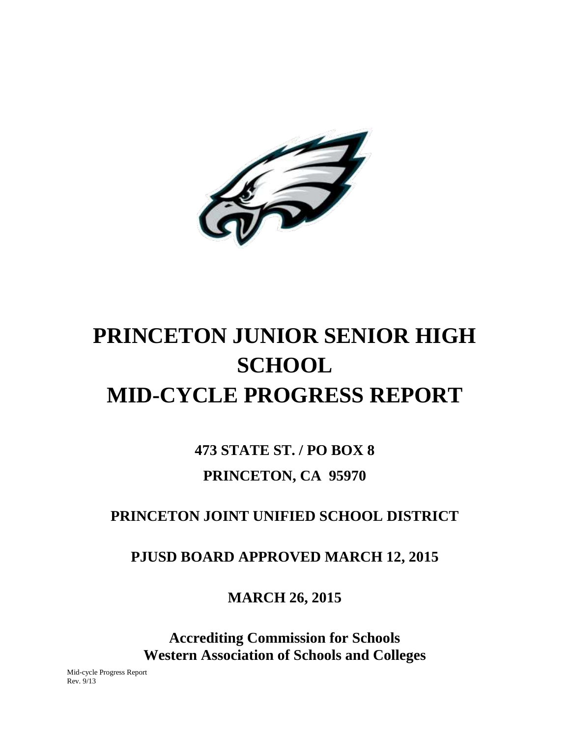# PRINCETON JUNIOR SENIOR HIGH SCHOOL
# MID-CYCLE PROGRESS REPORT

**473 STATE ST. / PO BOX 8**

**PRINCETON, CA 95970**

**PRINCETON JOINT UNIFIED SCHOOL DISTRICT**

**PJUSD BOARD APPROVED MARCH 12, 2015**

**MARCH 26, 2015**

**Accrediting Commission for Schools**
**Western Association of Schools and Colleges**

Mid-cycle Progress Report
Rev. 9/13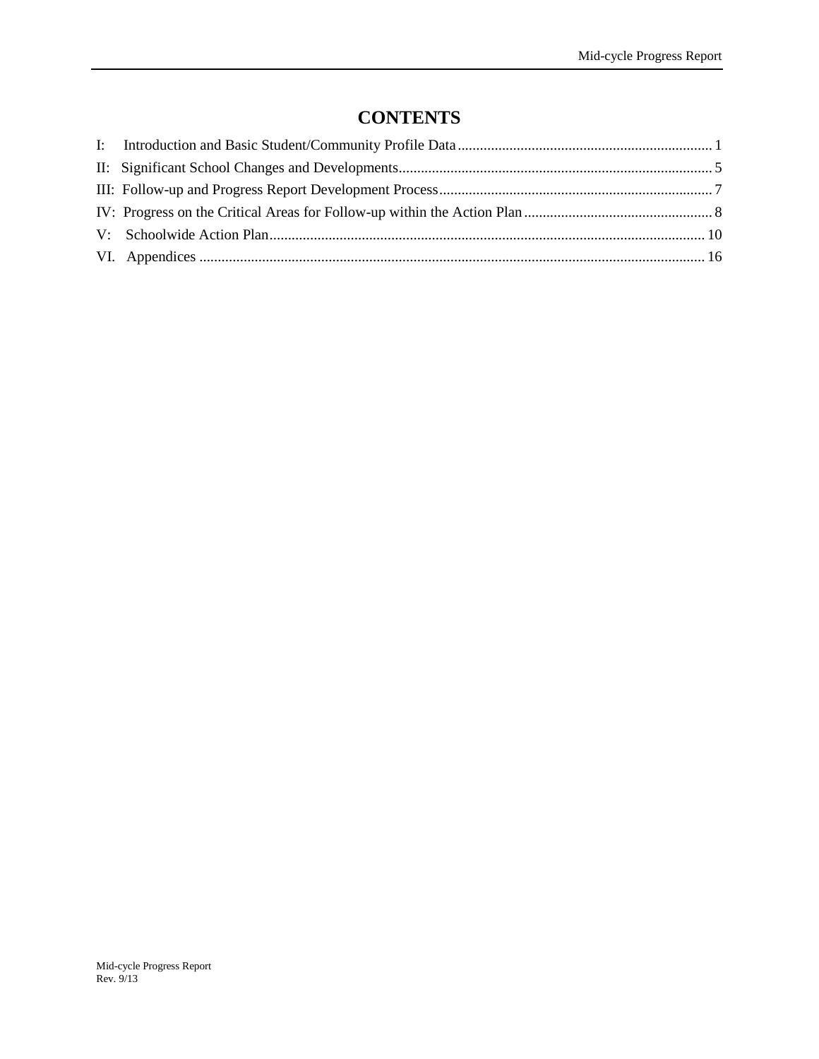# CONTENTS

I: Introduction and Basic Student/Community Profile Data ........ 1

II: Significant School Changes and Developments ........ 5

III: Follow-up and Progress Report Development Process ........ 7

IV: Progress on the Critical Areas for Follow-up within the Action Plan ........ 8

V: Schoolwide Action Plan ........ 10

VI. Appendices ........ 16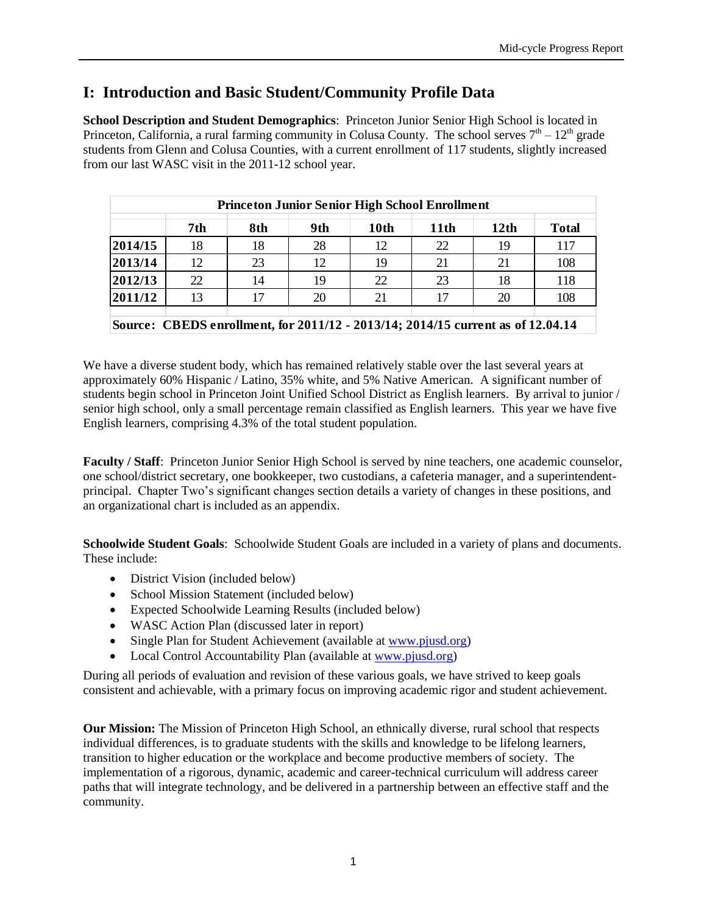# I: Introduction and Basic Student/Community Profile Data

**School Description and Student Demographics**: Princeton Junior Senior High School is located in Princeton, California, a rural farming community in Colusa County. The school serves $7^{th}$ – $12^{th}$ grade students from Glenn and Colusa Counties, with a current enrollment of 117 students, slightly increased from our last WASC visit in the 2011-12 school year.

| Princeton Junior Senior High School Enrollment | | | | | | | |
|---|---|---|---|---|---|---|---|
| | 7th | 8th | 9th | 10th | 11th | 12th | Total |
| 2014/15 | 18 | 18 | 28 | 12 | 22 | 19 | 117 |
| 2013/14 | 12 | 23 | 12 | 19 | 21 | 21 | 108 |
| 2012/13 | 22 | 14 | 19 | 22 | 23 | 18 | 118 |
| 2011/12 | 13 | 17 | 20 | 21 | 17 | 20 | 108 |

**Source: CBEDS enrollment, for 2011/12 - 2013/14; 2014/15 current as of 12.04.14**

We have a diverse student body, which has remained relatively stable over the last several years at approximately 60% Hispanic / Latino, 35% white, and 5% Native American. A significant number of students begin school in Princeton Joint Unified School District as English learners. By arrival to junior / senior high school, only a small percentage remain classified as English learners. This year we have five English learners, comprising 4.3% of the total student population.

**Faculty / Staff**: Princeton Junior Senior High School is served by nine teachers, one academic counselor, one school/district secretary, one bookkeeper, two custodians, a cafeteria manager, and a superintendent-principal. Chapter Two's significant changes section details a variety of changes in these positions, and an organizational chart is included as an appendix.

**Schoolwide Student Goals**: Schoolwide Student Goals are included in a variety of plans and documents. These include:

- District Vision (included below)
- School Mission Statement (included below)
- Expected Schoolwide Learning Results (included below)
- WASC Action Plan (discussed later in report)
- Single Plan for Student Achievement (available at www.pjusd.org)
- Local Control Accountability Plan (available at www.pjusd.org)

During all periods of evaluation and revision of these various goals, we have strived to keep goals consistent and achievable, with a primary focus on improving academic rigor and student achievement.

**Our Mission:** The Mission of Princeton High School, an ethnically diverse, rural school that respects individual differences, is to graduate students with the skills and knowledge to be lifelong learners, transition to higher education or the workplace and become productive members of society. The implementation of a rigorous, dynamic, academic and career-technical curriculum will address career paths that will integrate technology, and be delivered in a partnership between an effective staff and the community.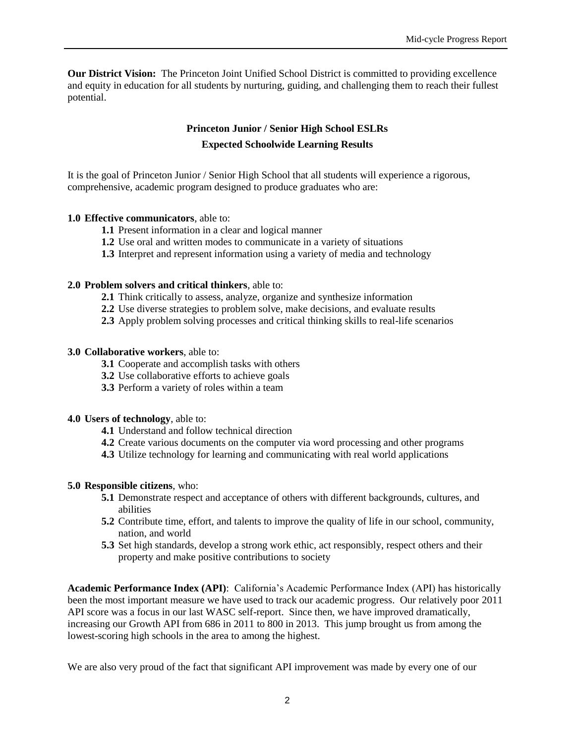**Our District Vision:** The Princeton Joint Unified School District is committed to providing excellence and equity in education for all students by nurturing, guiding, and challenging them to reach their fullest potential.

## Princeton Junior / Senior High School ESLRs

### Expected Schoolwide Learning Results

It is the goal of Princeton Junior / Senior High School that all students will experience a rigorous, comprehensive, academic program designed to produce graduates who are:

**1.0 Effective communicators**, able to:
- **1.1** Present information in a clear and logical manner
- **1.2** Use oral and written modes to communicate in a variety of situations
- **1.3** Interpret and represent information using a variety of media and technology

**2.0 Problem solvers and critical thinkers**, able to:
- **2.1** Think critically to assess, analyze, organize and synthesize information
- **2.2** Use diverse strategies to problem solve, make decisions, and evaluate results
- **2.3** Apply problem solving processes and critical thinking skills to real-life scenarios

**3.0 Collaborative workers**, able to:
- **3.1** Cooperate and accomplish tasks with others
- **3.2** Use collaborative efforts to achieve goals
- **3.3** Perform a variety of roles within a team

**4.0 Users of technology**, able to:
- **4.1** Understand and follow technical direction
- **4.2** Create various documents on the computer via word processing and other programs
- **4.3** Utilize technology for learning and communicating with real world applications

**5.0 Responsible citizens**, who:
- **5.1** Demonstrate respect and acceptance of others with different backgrounds, cultures, and abilities
- **5.2** Contribute time, effort, and talents to improve the quality of life in our school, community, nation, and world
- **5.3** Set high standards, develop a strong work ethic, act responsibly, respect others and their property and make positive contributions to society

**Academic Performance Index (API)**: California's Academic Performance Index (API) has historically been the most important measure we have used to track our academic progress. Our relatively poor 2011 API score was a focus in our last WASC self-report. Since then, we have improved dramatically, increasing our Growth API from 686 in 2011 to 800 in 2013. This jump brought us from among the lowest-scoring high schools in the area to among the highest.

We are also very proud of the fact that significant API improvement was made by every one of our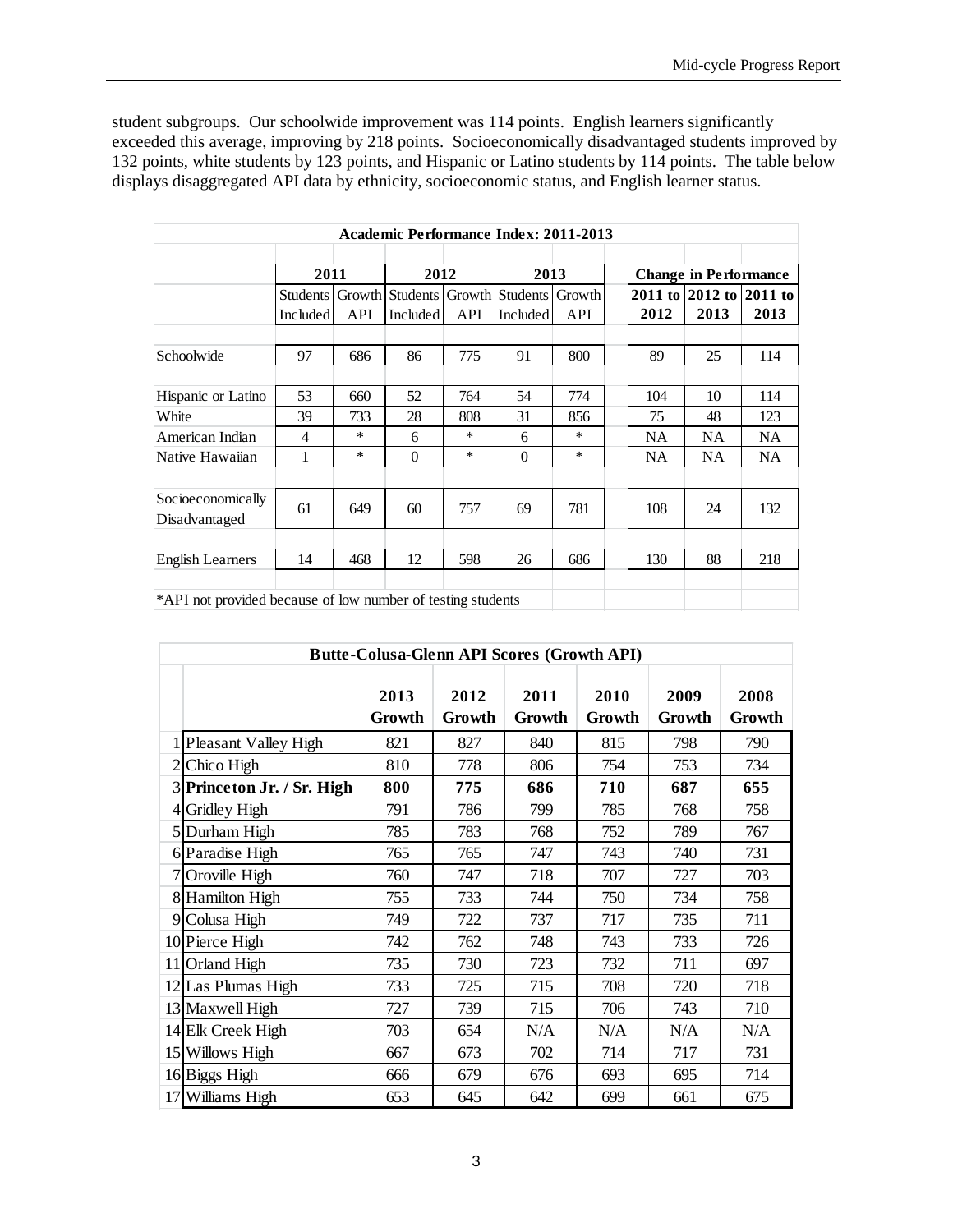student subgroups. Our schoolwide improvement was 114 points. English learners significantly exceeded this average, improving by 218 points. Socioeconomically disadvantaged students improved by 132 points, white students by 123 points, and Hispanic or Latino students by 114 points. The table below displays disaggregated API data by ethnicity, socioeconomic status, and English learner status.

**Academic Performance Index: 2011-2013**

| | 2011 | | 2012 | | 2013 | | Change in Performance | | |
|---|---|---|---|---|---|---|---|---|---|
| | Students Included | Growth API | Students Included | Growth API | Students Included | Growth API | 2011 to 2012 | 2012 to 2013 | 2011 to 2013 |
| Schoolwide | 97 | 686 | 86 | 775 | 91 | 800 | 89 | 25 | 114 |
| Hispanic or Latino | 53 | 660 | 52 | 764 | 54 | 774 | 104 | 10 | 114 |
| White | 39 | 733 | 28 | 808 | 31 | 856 | 75 | 48 | 123 |
| American Indian | 4 | * | 6 | * | 6 | * | NA | NA | NA |
| Native Hawaiian | 1 | * | 0 | * | 0 | * | NA | NA | NA |
| Socioeconomically Disadvantaged | 61 | 649 | 60 | 757 | 69 | 781 | 108 | 24 | 132 |
| English Learners | 14 | 468 | 12 | 598 | 26 | 686 | 130 | 88 | 218 |

*API not provided because of low number of testing students

**Butte-Colusa-Glenn API Scores (Growth API)**

| | | 2013 Growth | 2012 Growth | 2011 Growth | 2010 Growth | 2009 Growth | 2008 Growth |
|---|---|---|---|---|---|---|---|
| 1 | Pleasant Valley High | 821 | 827 | 840 | 815 | 798 | 790 |
| 2 | Chico High | 810 | 778 | 806 | 754 | 753 | 734 |
| 3 | **Princeton Jr. / Sr. High** | **800** | **775** | **686** | **710** | **687** | **655** |
| 4 | Gridley High | 791 | 786 | 799 | 785 | 768 | 758 |
| 5 | Durham High | 785 | 783 | 768 | 752 | 789 | 767 |
| 6 | Paradise High | 765 | 765 | 747 | 743 | 740 | 731 |
| 7 | Oroville High | 760 | 747 | 718 | 707 | 727 | 703 |
| 8 | Hamilton High | 755 | 733 | 744 | 750 | 734 | 758 |
| 9 | Colusa High | 749 | 722 | 737 | 717 | 735 | 711 |
| 10 | Pierce High | 742 | 762 | 748 | 743 | 733 | 726 |
| 11 | Orland High | 735 | 730 | 723 | 732 | 711 | 697 |
| 12 | Las Plumas High | 733 | 725 | 715 | 708 | 720 | 718 |
| 13 | Maxwell High | 727 | 739 | 715 | 706 | 743 | 710 |
| 14 | Elk Creek High | 703 | 654 | N/A | N/A | N/A | N/A |
| 15 | Willows High | 667 | 673 | 702 | 714 | 717 | 731 |
| 16 | Biggs High | 666 | 679 | 676 | 693 | 695 | 714 |
| 17 | Williams High | 653 | 645 | 642 | 699 | 661 | 675 |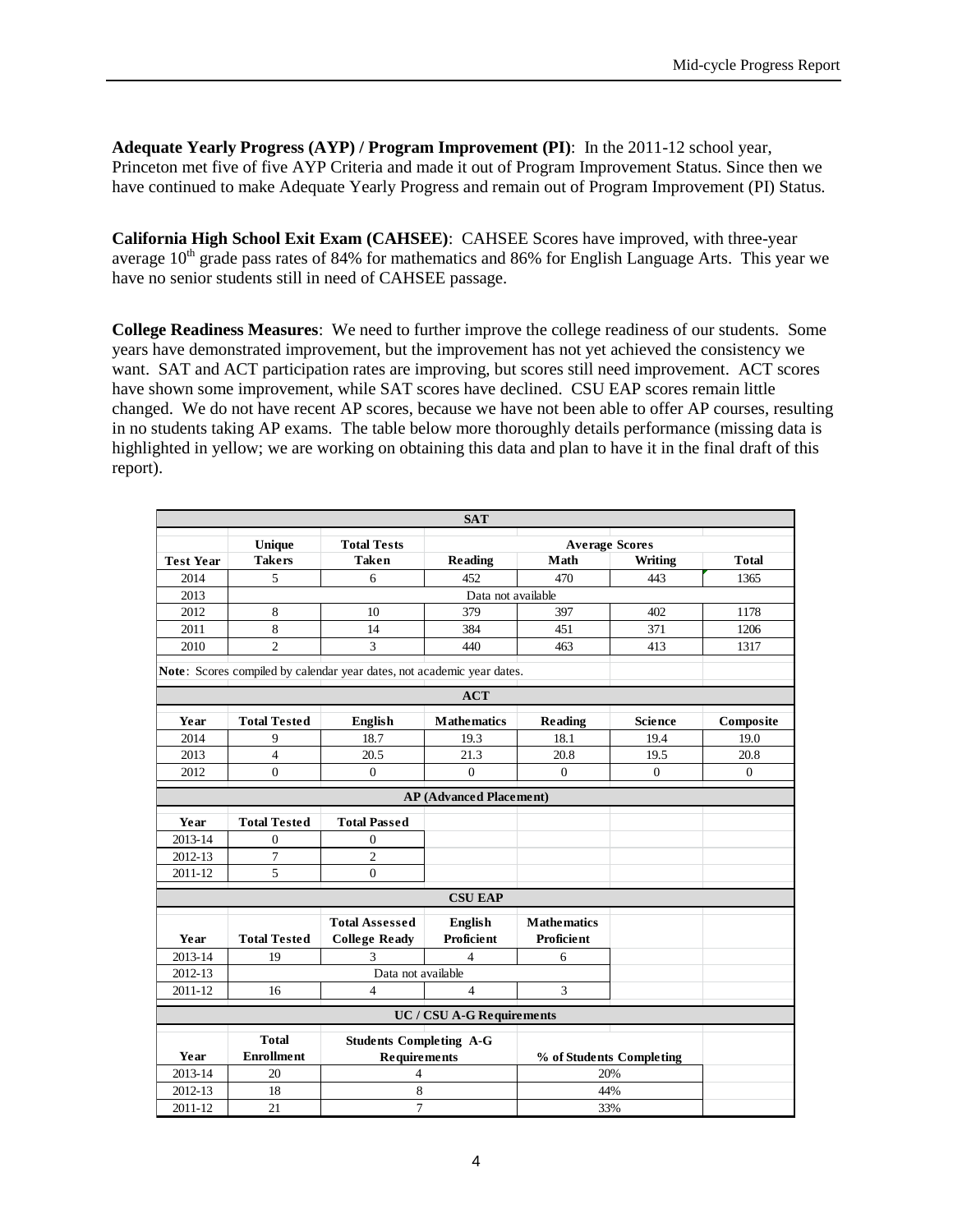**Adequate Yearly Progress (AYP) / Program Improvement (PI)**: In the 2011-12 school year, Princeton met five of five AYP Criteria and made it out of Program Improvement Status. Since then we have continued to make Adequate Yearly Progress and remain out of Program Improvement (PI) Status.

**California High School Exit Exam (CAHSEE)**: CAHSEE Scores have improved, with three-year average 10th grade pass rates of 84% for mathematics and 86% for English Language Arts. This year we have no senior students still in need of CAHSEE passage.

**College Readiness Measures**: We need to further improve the college readiness of our students. Some years have demonstrated improvement, but the improvement has not yet achieved the consistency we want. SAT and ACT participation rates are improving, but scores still need improvement. ACT scores have shown some improvement, while SAT scores have declined. CSU EAP scores remain little changed. We do not have recent AP scores, because we have not been able to offer AP courses, resulting in no students taking AP exams. The table below more thoroughly details performance (missing data is highlighted in yellow; we are working on obtaining this data and plan to have it in the final draft of this report).

**SAT**

| Test Year | Unique Takers | Total Tests Taken | Average Scores: Reading | Math | Writing | Total |
|---|---|---|---|---|---|---|
| 2014 | 5 | 6 | 452 | 470 | 443 | 1365 |
| 2013 | Data not available | | | | | |
| 2012 | 8 | 10 | 379 | 397 | 402 | 1178 |
| 2011 | 8 | 14 | 384 | 451 | 371 | 1206 |
| 2010 | 2 | 3 | 440 | 463 | 413 | 1317 |

**Note**: Scores compiled by calendar year dates, not academic year dates.

**ACT**

| Year | Total Tested | English | Mathematics | Reading | Science | Composite |
|---|---|---|---|---|---|---|
| 2014 | 9 | 18.7 | 19.3 | 18.1 | 19.4 | 19.0 |
| 2013 | 4 | 20.5 | 21.3 | 20.8 | 19.5 | 20.8 |
| 2012 | 0 | 0 | 0 | 0 | 0 | 0 |

**AP (Advanced Placement)**

| Year | Total Tested | Total Passed |
|---|---|---|
| 2013-14 | 0 | 0 |
| 2012-13 | 7 | 2 |
| 2011-12 | 5 | 0 |

**CSU EAP**

| Year | Total Tested | Total Assessed College Ready | English Proficient | Mathematics Proficient |
|---|---|---|---|---|
| 2013-14 | 19 | 3 | 4 | 6 |
| 2012-13 | Data not available | | | |
| 2011-12 | 16 | 4 | 4 | 3 |

**UC / CSU A-G Requirements**

| Year | Total Enrollment | Students Completing A-G Requirements | % of Students Completing |
|---|---|---|---|
| 2013-14 | 20 | 4 | 20% |
| 2012-13 | 18 | 8 | 44% |
| 2011-12 | 21 | 7 | 33% |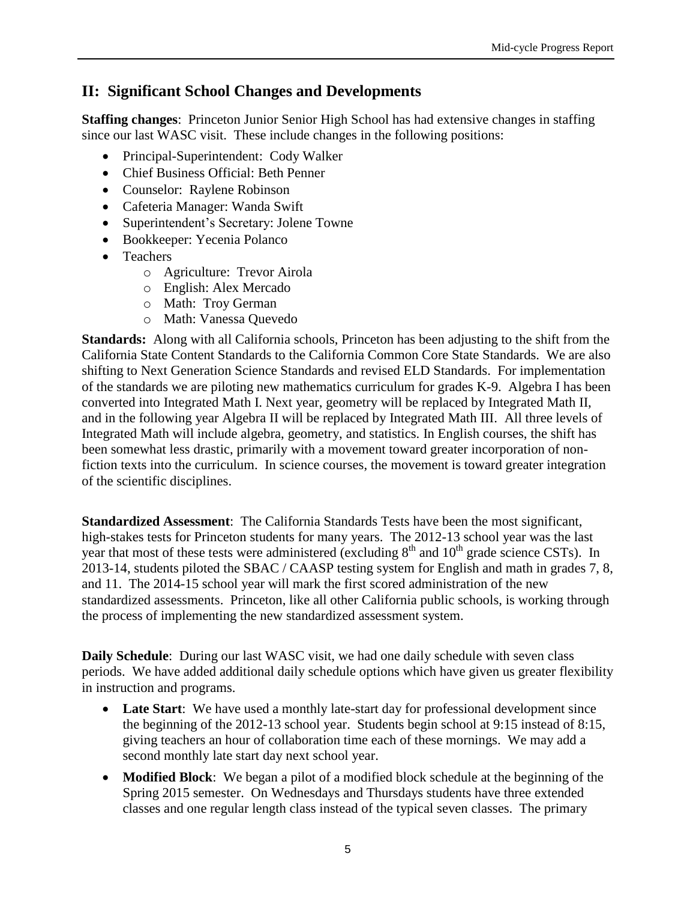## II: Significant School Changes and Developments

**Staffing changes**: Princeton Junior Senior High School has had extensive changes in staffing since our last WASC visit. These include changes in the following positions:

- Principal-Superintendent: Cody Walker
- Chief Business Official: Beth Penner
- Counselor: Raylene Robinson
- Cafeteria Manager: Wanda Swift
- Superintendent's Secretary: Jolene Towne
- Bookkeeper: Yecenia Polanco
- Teachers
  - Agriculture: Trevor Airola
  - English: Alex Mercado
  - Math: Troy German
  - Math: Vanessa Quevedo

**Standards:** Along with all California schools, Princeton has been adjusting to the shift from the California State Content Standards to the California Common Core State Standards. We are also shifting to Next Generation Science Standards and revised ELD Standards. For implementation of the standards we are piloting new mathematics curriculum for grades K-9. Algebra I has been converted into Integrated Math I. Next year, geometry will be replaced by Integrated Math II, and in the following year Algebra II will be replaced by Integrated Math III. All three levels of Integrated Math will include algebra, geometry, and statistics. In English courses, the shift has been somewhat less drastic, primarily with a movement toward greater incorporation of non-fiction texts into the curriculum. In science courses, the movement is toward greater integration of the scientific disciplines.

**Standardized Assessment**: The California Standards Tests have been the most significant, high-stakes tests for Princeton students for many years. The 2012-13 school year was the last year that most of these tests were administered (excluding 8th and 10th grade science CSTs). In 2013-14, students piloted the SBAC / CAASP testing system for English and math in grades 7, 8, and 11. The 2014-15 school year will mark the first scored administration of the new standardized assessments. Princeton, like all other California public schools, is working through the process of implementing the new standardized assessment system.

**Daily Schedule**: During our last WASC visit, we had one daily schedule with seven class periods. We have added additional daily schedule options which have given us greater flexibility in instruction and programs.

- **Late Start**: We have used a monthly late-start day for professional development since the beginning of the 2012-13 school year. Students begin school at 9:15 instead of 8:15, giving teachers an hour of collaboration time each of these mornings. We may add a second monthly late start day next school year.
- **Modified Block**: We began a pilot of a modified block schedule at the beginning of the Spring 2015 semester. On Wednesdays and Thursdays students have three extended classes and one regular length class instead of the typical seven classes. The primary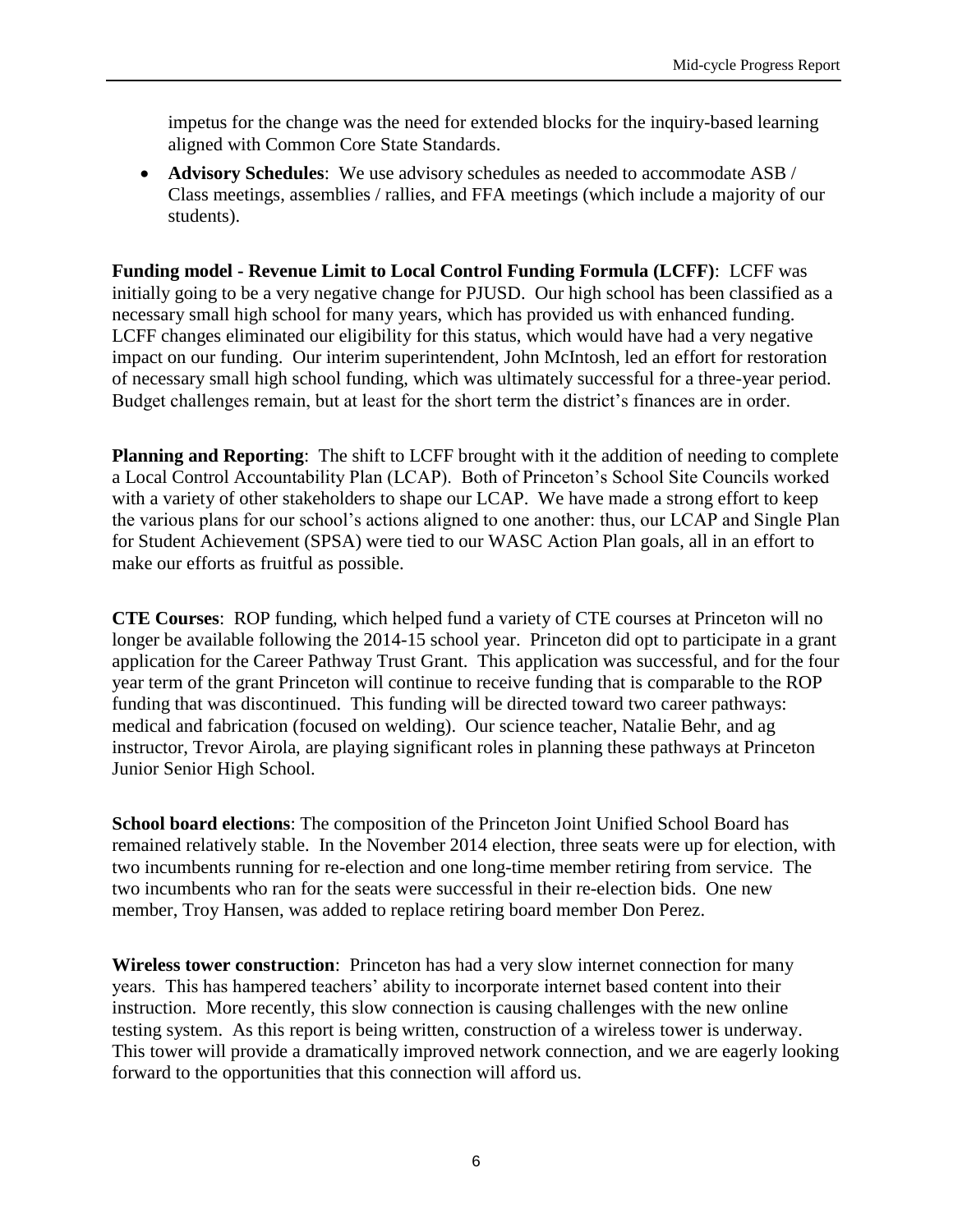impetus for the change was the need for extended blocks for the inquiry-based learning aligned with Common Core State Standards.

- **Advisory Schedules**: We use advisory schedules as needed to accommodate ASB / Class meetings, assemblies / rallies, and FFA meetings (which include a majority of our students).

**Funding model - Revenue Limit to Local Control Funding Formula (LCFF)**: LCFF was initially going to be a very negative change for PJUSD. Our high school has been classified as a necessary small high school for many years, which has provided us with enhanced funding. LCFF changes eliminated our eligibility for this status, which would have had a very negative impact on our funding. Our interim superintendent, John McIntosh, led an effort for restoration of necessary small high school funding, which was ultimately successful for a three-year period. Budget challenges remain, but at least for the short term the district's finances are in order.

**Planning and Reporting**: The shift to LCFF brought with it the addition of needing to complete a Local Control Accountability Plan (LCAP). Both of Princeton's School Site Councils worked with a variety of other stakeholders to shape our LCAP. We have made a strong effort to keep the various plans for our school's actions aligned to one another: thus, our LCAP and Single Plan for Student Achievement (SPSA) were tied to our WASC Action Plan goals, all in an effort to make our efforts as fruitful as possible.

**CTE Courses**: ROP funding, which helped fund a variety of CTE courses at Princeton will no longer be available following the 2014-15 school year. Princeton did opt to participate in a grant application for the Career Pathway Trust Grant. This application was successful, and for the four year term of the grant Princeton will continue to receive funding that is comparable to the ROP funding that was discontinued. This funding will be directed toward two career pathways: medical and fabrication (focused on welding). Our science teacher, Natalie Behr, and ag instructor, Trevor Airola, are playing significant roles in planning these pathways at Princeton Junior Senior High School.

**School board elections**: The composition of the Princeton Joint Unified School Board has remained relatively stable. In the November 2014 election, three seats were up for election, with two incumbents running for re-election and one long-time member retiring from service. The two incumbents who ran for the seats were successful in their re-election bids. One new member, Troy Hansen, was added to replace retiring board member Don Perez.

**Wireless tower construction**: Princeton has had a very slow internet connection for many years. This has hampered teachers' ability to incorporate internet based content into their instruction. More recently, this slow connection is causing challenges with the new online testing system. As this report is being written, construction of a wireless tower is underway. This tower will provide a dramatically improved network connection, and we are eagerly looking forward to the opportunities that this connection will afford us.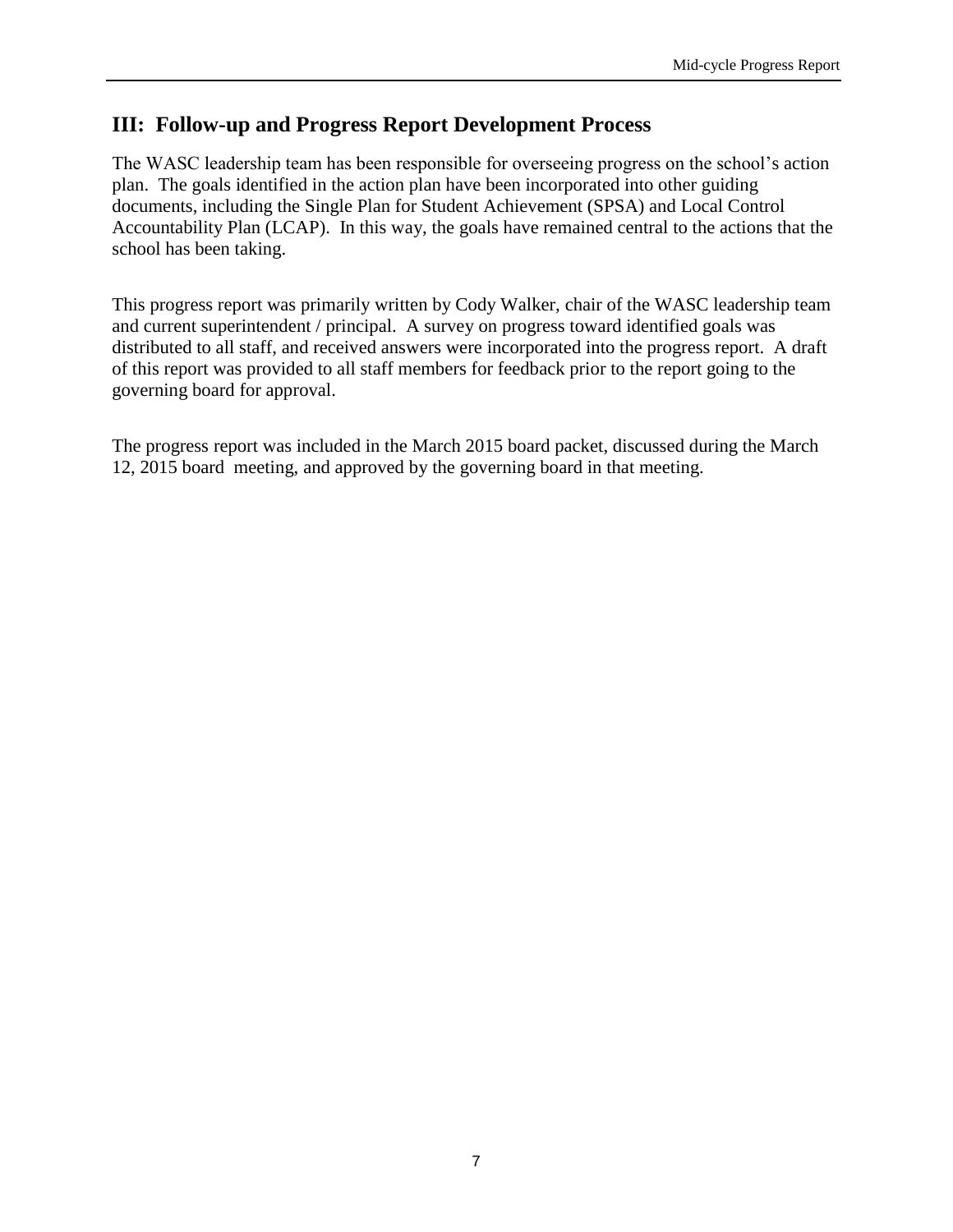## III: Follow-up and Progress Report Development Process

The WASC leadership team has been responsible for overseeing progress on the school's action plan. The goals identified in the action plan have been incorporated into other guiding documents, including the Single Plan for Student Achievement (SPSA) and Local Control Accountability Plan (LCAP). In this way, the goals have remained central to the actions that the school has been taking.

This progress report was primarily written by Cody Walker, chair of the WASC leadership team and current superintendent / principal. A survey on progress toward identified goals was distributed to all staff, and received answers were incorporated into the progress report. A draft of this report was provided to all staff members for feedback prior to the report going to the governing board for approval.

The progress report was included in the March 2015 board packet, discussed during the March 12, 2015 board meeting, and approved by the governing board in that meeting.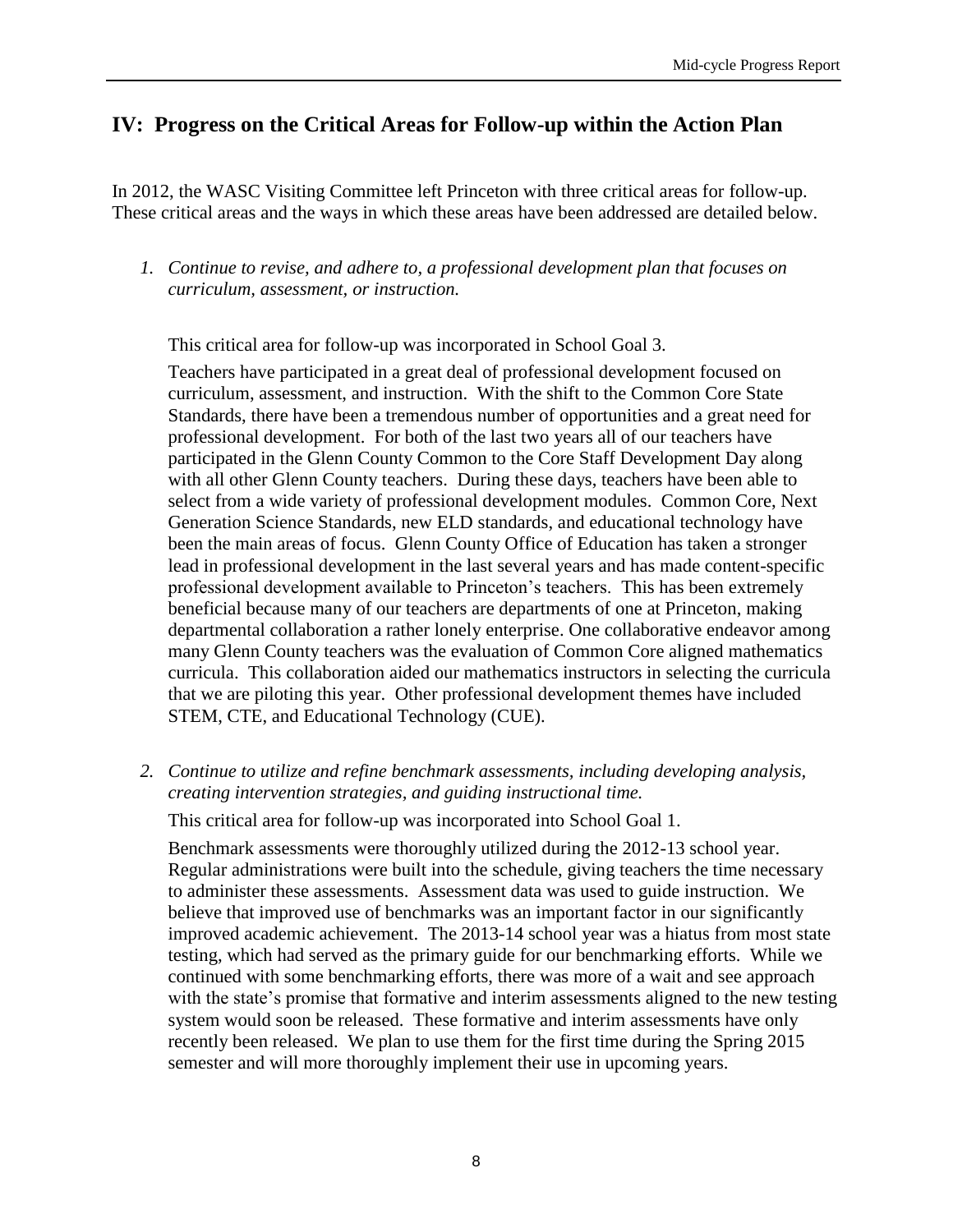## IV: Progress on the Critical Areas for Follow-up within the Action Plan

In 2012, the WASC Visiting Committee left Princeton with three critical areas for follow-up. These critical areas and the ways in which these areas have been addressed are detailed below.

1. *Continue to revise, and adhere to, a professional development plan that focuses on curriculum, assessment, or instruction.*

   This critical area for follow-up was incorporated in School Goal 3.

   Teachers have participated in a great deal of professional development focused on curriculum, assessment, and instruction. With the shift to the Common Core State Standards, there have been a tremendous number of opportunities and a great need for professional development. For both of the last two years all of our teachers have participated in the Glenn County Common to the Core Staff Development Day along with all other Glenn County teachers. During these days, teachers have been able to select from a wide variety of professional development modules. Common Core, Next Generation Science Standards, new ELD standards, and educational technology have been the main areas of focus. Glenn County Office of Education has taken a stronger lead in professional development in the last several years and has made content-specific professional development available to Princeton's teachers. This has been extremely beneficial because many of our teachers are departments of one at Princeton, making departmental collaboration a rather lonely enterprise. One collaborative endeavor among many Glenn County teachers was the evaluation of Common Core aligned mathematics curricula. This collaboration aided our mathematics instructors in selecting the curricula that we are piloting this year. Other professional development themes have included STEM, CTE, and Educational Technology (CUE).

2. *Continue to utilize and refine benchmark assessments, including developing analysis, creating intervention strategies, and guiding instructional time.*

   This critical area for follow-up was incorporated into School Goal 1.

   Benchmark assessments were thoroughly utilized during the 2012-13 school year. Regular administrations were built into the schedule, giving teachers the time necessary to administer these assessments. Assessment data was used to guide instruction. We believe that improved use of benchmarks was an important factor in our significantly improved academic achievement. The 2013-14 school year was a hiatus from most state testing, which had served as the primary guide for our benchmarking efforts. While we continued with some benchmarking efforts, there was more of a wait and see approach with the state's promise that formative and interim assessments aligned to the new testing system would soon be released. These formative and interim assessments have only recently been released. We plan to use them for the first time during the Spring 2015 semester and will more thoroughly implement their use in upcoming years.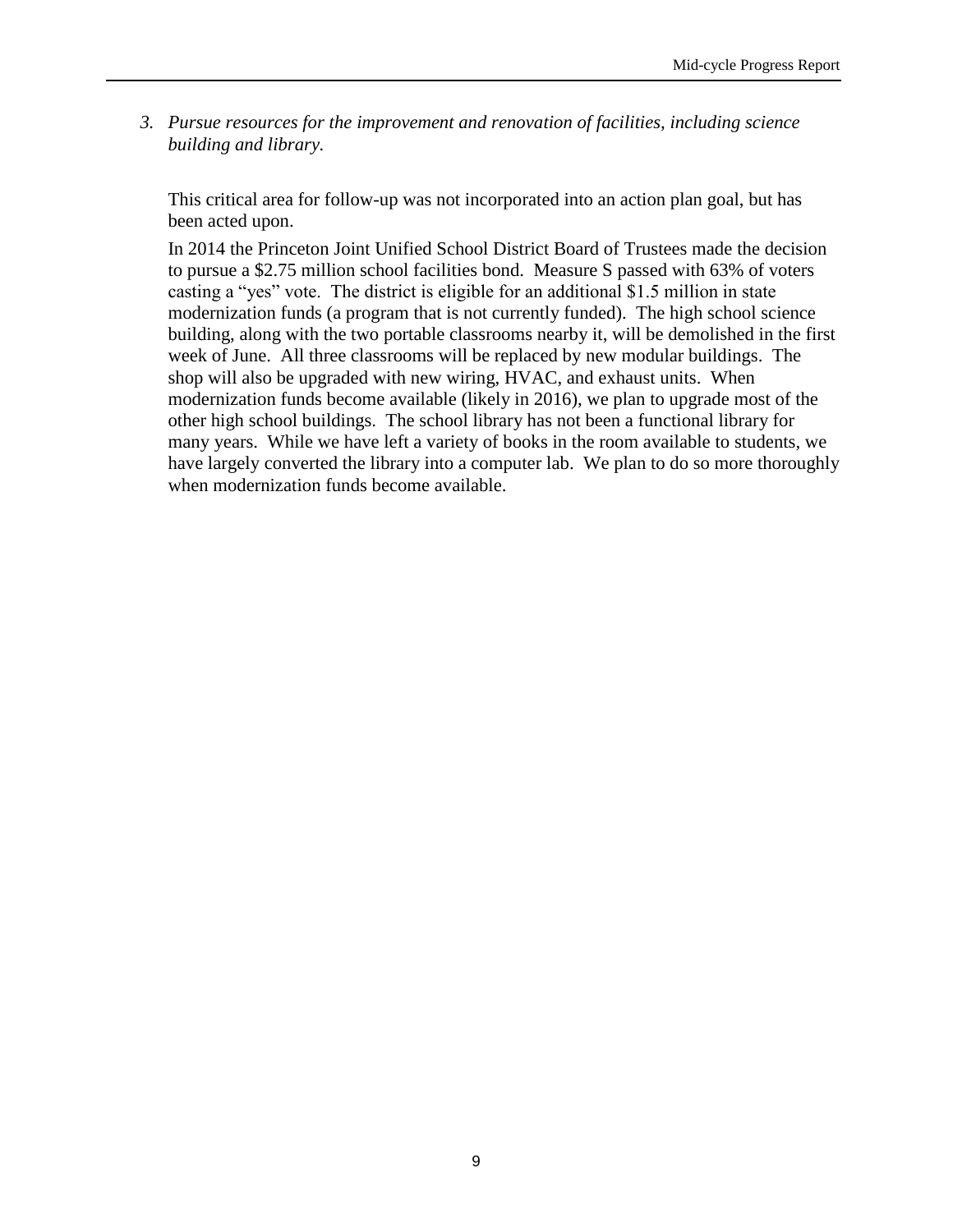3. *Pursue resources for the improvement and renovation of facilities, including science building and library.*

   This critical area for follow-up was not incorporated into an action plan goal, but has been acted upon.

   In 2014 the Princeton Joint Unified School District Board of Trustees made the decision to pursue a $2.75 million school facilities bond. Measure S passed with 63% of voters casting a "yes" vote. The district is eligible for an additional $1.5 million in state modernization funds (a program that is not currently funded). The high school science building, along with the two portable classrooms nearby it, will be demolished in the first week of June. All three classrooms will be replaced by new modular buildings. The shop will also be upgraded with new wiring, HVAC, and exhaust units. When modernization funds become available (likely in 2016), we plan to upgrade most of the other high school buildings. The school library has not been a functional library for many years. While we have left a variety of books in the room available to students, we have largely converted the library into a computer lab. We plan to do so more thoroughly when modernization funds become available.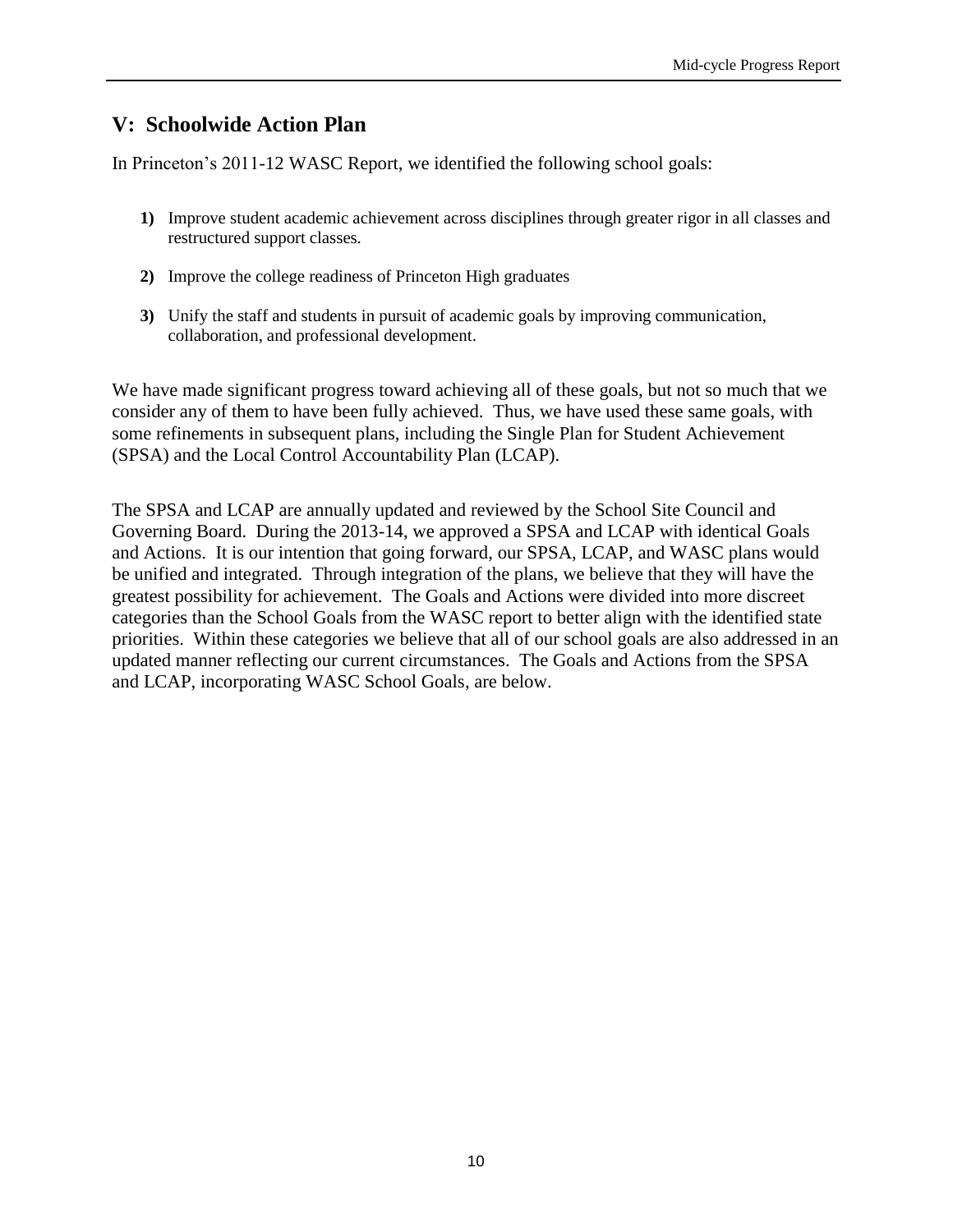## V: Schoolwide Action Plan

In Princeton's 2011-12 WASC Report, we identified the following school goals:

1) Improve student academic achievement across disciplines through greater rigor in all classes and restructured support classes.

2) Improve the college readiness of Princeton High graduates

3) Unify the staff and students in pursuit of academic goals by improving communication, collaboration, and professional development.

We have made significant progress toward achieving all of these goals, but not so much that we consider any of them to have been fully achieved. Thus, we have used these same goals, with some refinements in subsequent plans, including the Single Plan for Student Achievement (SPSA) and the Local Control Accountability Plan (LCAP).

The SPSA and LCAP are annually updated and reviewed by the School Site Council and Governing Board. During the 2013-14, we approved a SPSA and LCAP with identical Goals and Actions. It is our intention that going forward, our SPSA, LCAP, and WASC plans would be unified and integrated. Through integration of the plans, we believe that they will have the greatest possibility for achievement. The Goals and Actions were divided into more discreet categories than the School Goals from the WASC report to better align with the identified state priorities. Within these categories we believe that all of our school goals are also addressed in an updated manner reflecting our current circumstances. The Goals and Actions from the SPSA and LCAP, incorporating WASC School Goals, are below.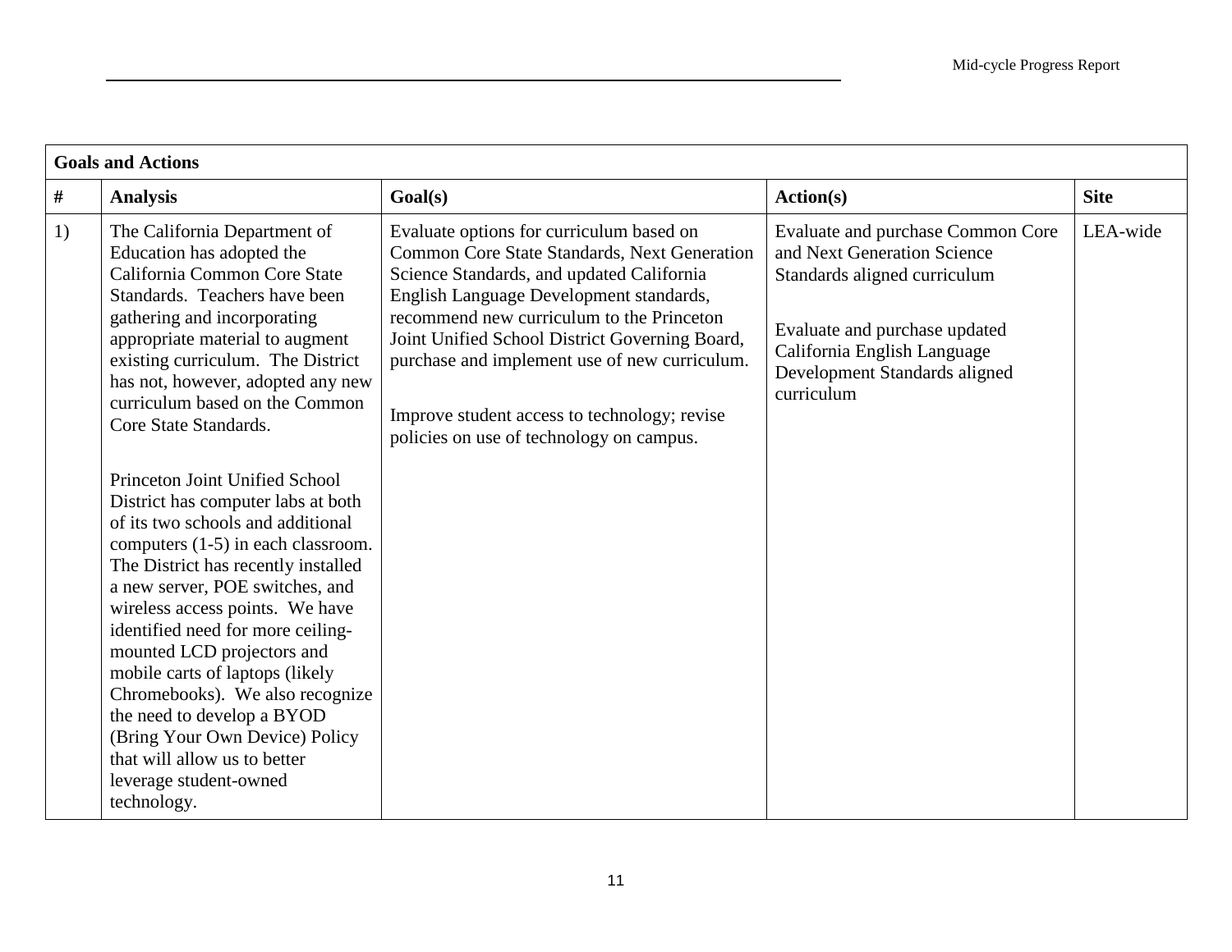| Goals and Actions | | | | |
|---|---|---|---|---|
| # | Analysis | Goal(s) | Action(s) | Site |
| 1) | The California Department of Education has adopted the California Common Core State Standards. Teachers have been gathering and incorporating appropriate material to augment existing curriculum. The District has not, however, adopted any new curriculum based on the Common Core State Standards.<br><br>Princeton Joint Unified School District has computer labs at both of its two schools and additional computers (1-5) in each classroom. The District has recently installed a new server, POE switches, and wireless access points. We have identified need for more ceiling-mounted LCD projectors and mobile carts of laptops (likely Chromebooks). We also recognize the need to develop a BYOD (Bring Your Own Device) Policy that will allow us to better leverage student-owned technology. | Evaluate options for curriculum based on Common Core State Standards, Next Generation Science Standards, and updated California English Language Development standards, recommend new curriculum to the Princeton Joint Unified School District Governing Board, purchase and implement use of new curriculum.<br><br>Improve student access to technology; revise policies on use of technology on campus. | Evaluate and purchase Common Core and Next Generation Science Standards aligned curriculum<br><br>Evaluate and purchase updated California English Language Development Standards aligned curriculum | LEA-wide |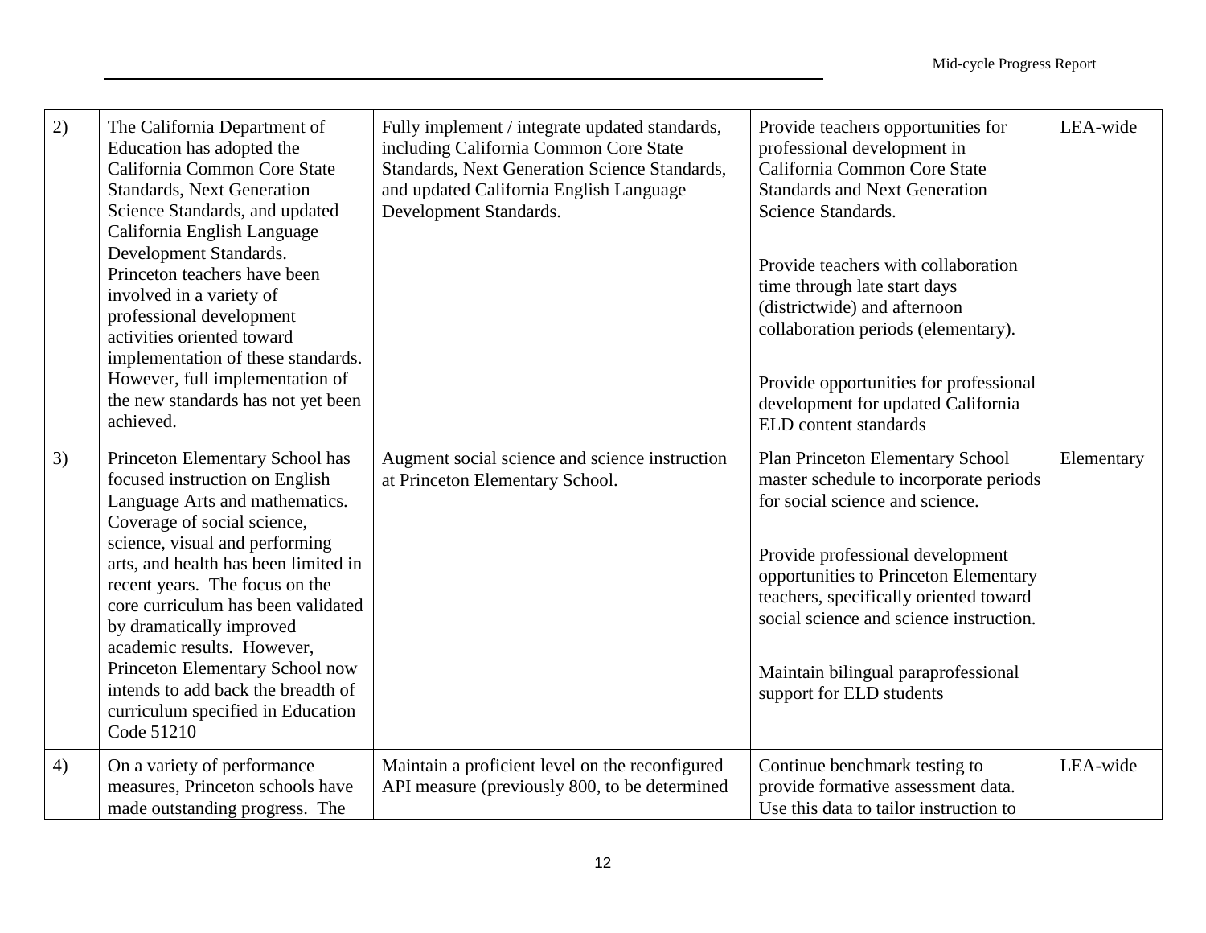| | | | | |
|---|---|---|---|---|
| 2) | The California Department of Education has adopted the California Common Core State Standards, Next Generation Science Standards, and updated California English Language Development Standards. Princeton teachers have been involved in a variety of professional development activities oriented toward implementation of these standards. However, full implementation of the new standards has not yet been achieved. | Fully implement / integrate updated standards, including California Common Core State Standards, Next Generation Science Standards, and updated California English Language Development Standards. | Provide teachers opportunities for professional development in California Common Core State Standards and Next Generation Science Standards.<br><br>Provide teachers with collaboration time through late start days (districtwide) and afternoon collaboration periods (elementary).<br><br>Provide opportunities for professional development for updated California ELD content standards | LEA-wide |
| 3) | Princeton Elementary School has focused instruction on English Language Arts and mathematics. Coverage of social science, science, visual and performing arts, and health has been limited in recent years. The focus on the core curriculum has been validated by dramatically improved academic results. However, Princeton Elementary School now intends to add back the breadth of curriculum specified in Education Code 51210 | Augment social science and science instruction at Princeton Elementary School. | Plan Princeton Elementary School master schedule to incorporate periods for social science and science.<br><br>Provide professional development opportunities to Princeton Elementary teachers, specifically oriented toward social science and science instruction.<br><br>Maintain bilingual paraprofessional support for ELD students | Elementary |
| 4) | On a variety of performance measures, Princeton schools have made outstanding progress. The | Maintain a proficient level on the reconfigured API measure (previously 800, to be determined | Continue benchmark testing to provide formative assessment data. Use this data to tailor instruction to | LEA-wide |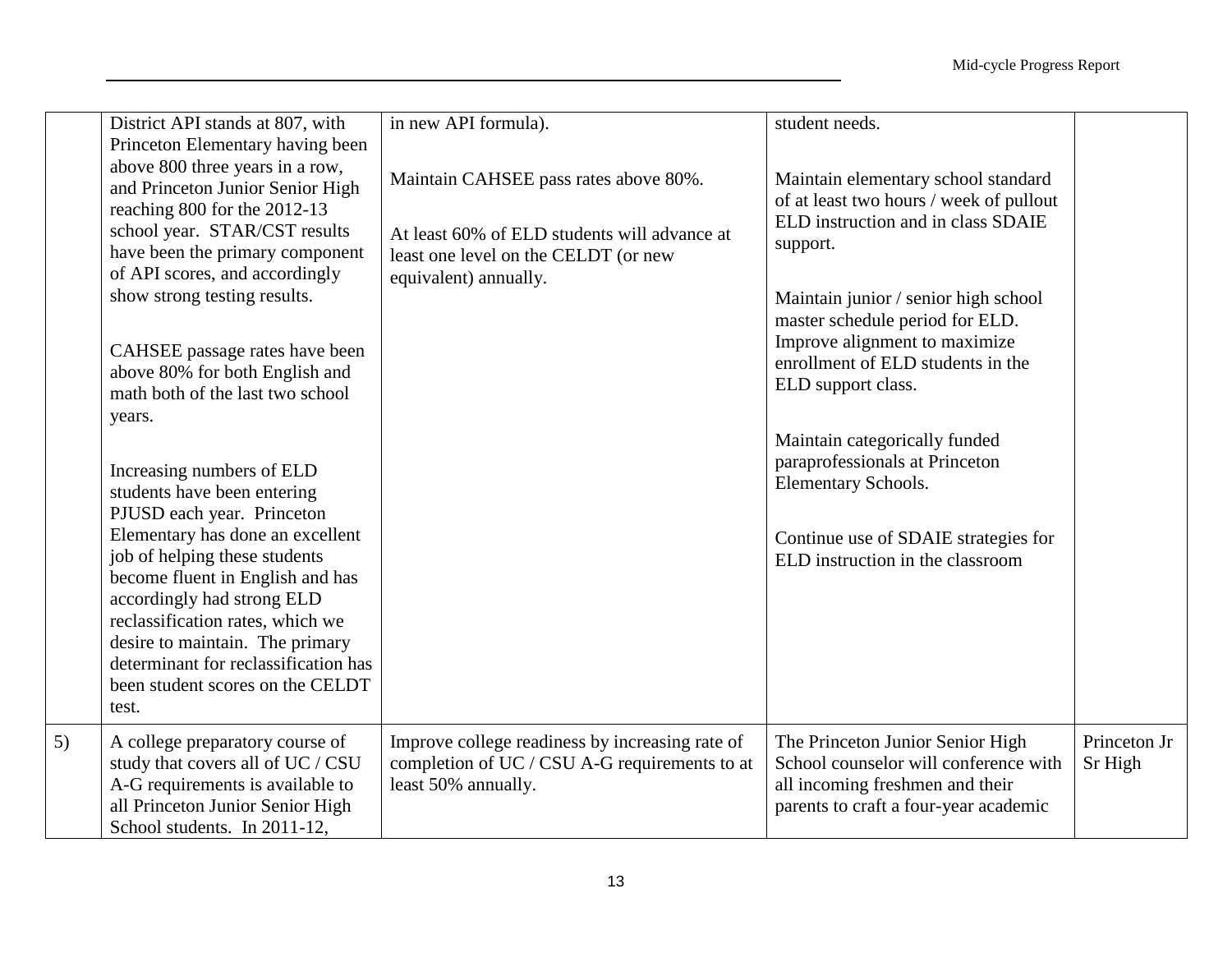| | | | | |
|---|---|---|---|---|
| | District API stands at 807, with Princeton Elementary having been above 800 three years in a row, and Princeton Junior Senior High reaching 800 for the 2012-13 school year. STAR/CST results have been the primary component of API scores, and accordingly show strong testing results.<br><br>CAHSEE passage rates have been above 80% for both English and math both of the last two school years.<br><br>Increasing numbers of ELD students have been entering PJUSD each year. Princeton Elementary has done an excellent job of helping these students become fluent in English and has accordingly had strong ELD reclassification rates, which we desire to maintain. The primary determinant for reclassification has been student scores on the CELDT test. | in new API formula).<br><br>Maintain CAHSEE pass rates above 80%.<br><br>At least 60% of ELD students will advance at least one level on the CELDT (or new equivalent) annually. | student needs.<br><br>Maintain elementary school standard of at least two hours / week of pullout ELD instruction and in class SDAIE support.<br><br>Maintain junior / senior high school master schedule period for ELD. Improve alignment to maximize enrollment of ELD students in the ELD support class.<br><br>Maintain categorically funded paraprofessionals at Princeton Elementary Schools.<br><br>Continue use of SDAIE strategies for ELD instruction in the classroom | |
| 5) | A college preparatory course of study that covers all of UC / CSU A-G requirements is available to all Princeton Junior Senior High School students. In 2011-12, | Improve college readiness by increasing rate of completion of UC / CSU A-G requirements to at least 50% annually. | The Princeton Junior Senior High School counselor will conference with all incoming freshmen and their parents to craft a four-year academic | Princeton Jr Sr High |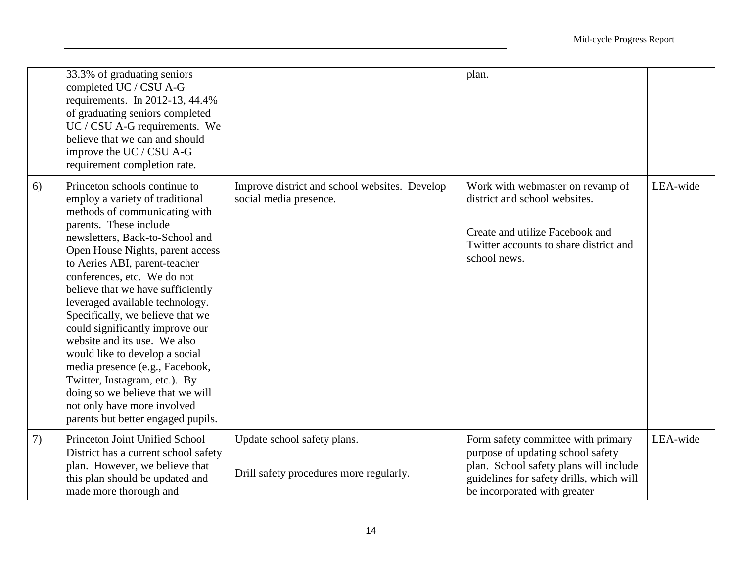| | | | | |
|---|---|---|---|---|
| | 33.3% of graduating seniors completed UC / CSU A-G requirements. In 2012-13, 44.4% of graduating seniors completed UC / CSU A-G requirements. We believe that we can and should improve the UC / CSU A-G requirement completion rate. | | plan. | |
| 6) | Princeton schools continue to employ a variety of traditional methods of communicating with parents. These include newsletters, Back-to-School and Open House Nights, parent access to Aeries ABI, parent-teacher conferences, etc. We do not believe that we have sufficiently leveraged available technology. Specifically, we believe that we could significantly improve our website and its use. We also would like to develop a social media presence (e.g., Facebook, Twitter, Instagram, etc.). By doing so we believe that we will not only have more involved parents but better engaged pupils. | Improve district and school websites. Develop social media presence. | Work with webmaster on revamp of district and school websites.<br><br>Create and utilize Facebook and Twitter accounts to share district and school news. | LEA-wide |
| 7) | Princeton Joint Unified School District has a current school safety plan. However, we believe that this plan should be updated and made more thorough and | Update school safety plans.<br><br>Drill safety procedures more regularly. | Form safety committee with primary purpose of updating school safety plan. School safety plans will include guidelines for safety drills, which will be incorporated with greater | LEA-wide |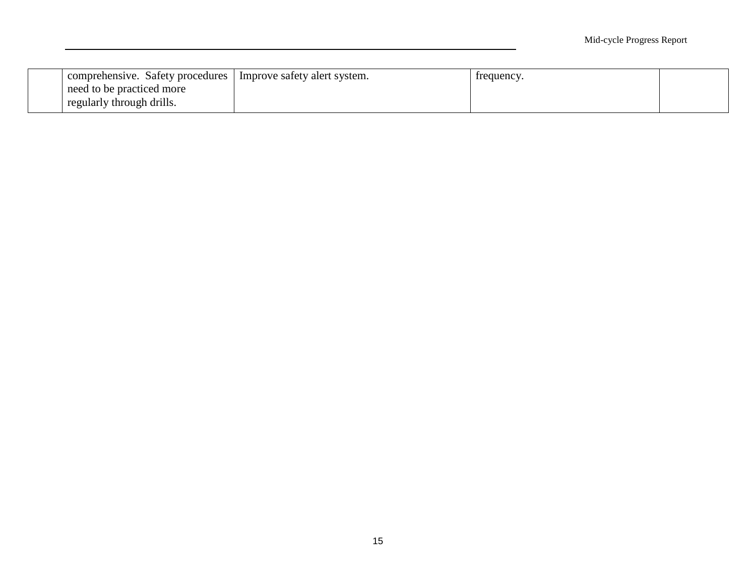| | | | | |
|---|---|---|---|---|
| | comprehensive. Safety procedures need to be practiced more regularly through drills. | Improve safety alert system. | frequency. | |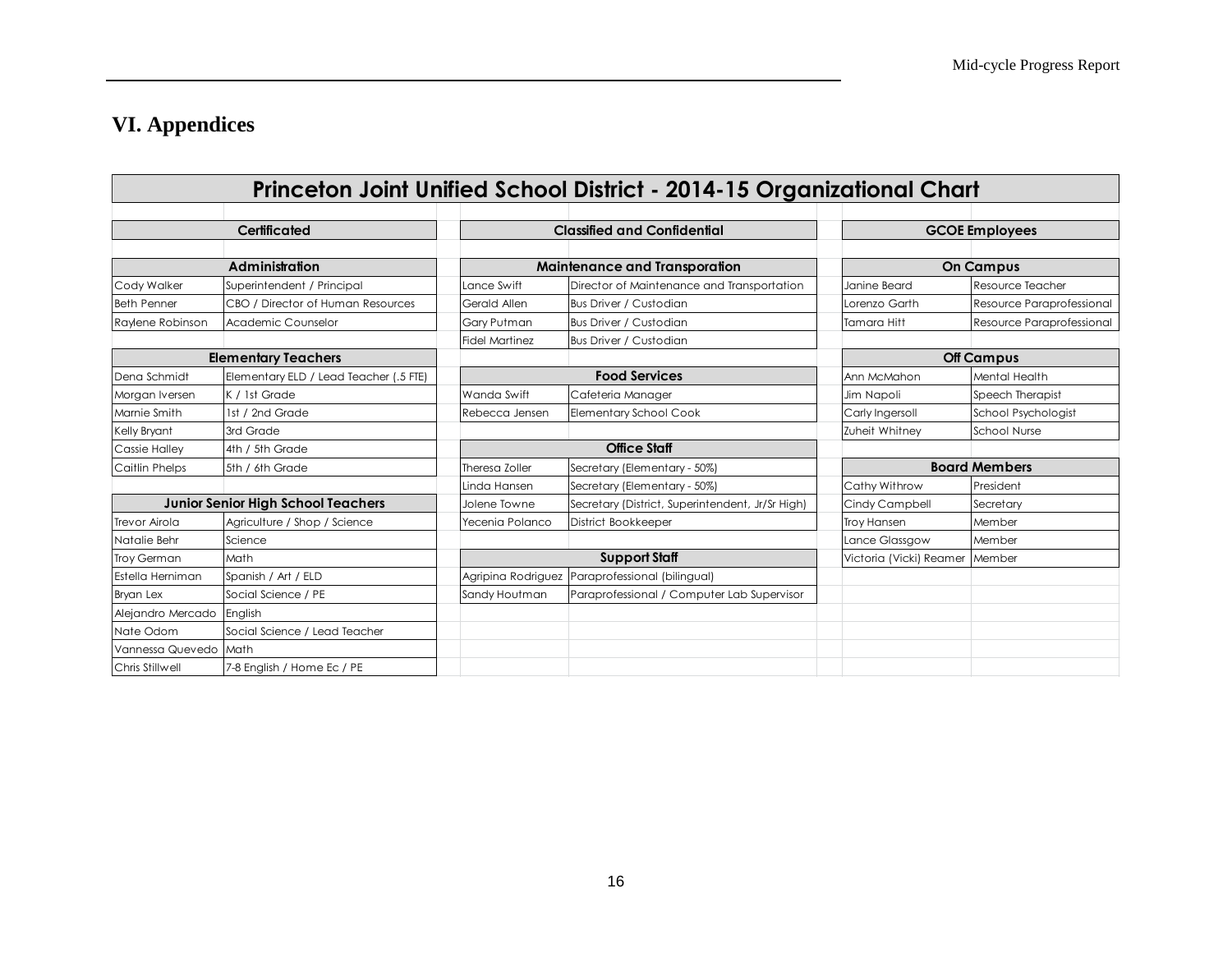## VI. Appendices

### Princeton Joint Unified School District - 2014-15 Organizational Chart

#### Certificated

| Administration | |
|---|---|
| Cody Walker | Superintendent / Principal |
| Beth Penner | CBO / Director of Human Resources |
| Raylene Robinson | Academic Counselor |

| Elementary Teachers | |
|---|---|
| Dena Schmidt | Elementary ELD / Lead Teacher (.5 FTE) |
| Morgan Iversen | K / 1st Grade |
| Marnie Smith | 1st / 2nd Grade |
| Kelly Bryant | 3rd Grade |
| Cassie Halley | 4th / 5th Grade |
| Caitlin Phelps | 5th / 6th Grade |

| Junior Senior High School Teachers | |
|---|---|
| Trevor Airola | Agriculture / Shop / Science |
| Natalie Behr | Science |
| Troy German | Math |
| Estella Herniman | Spanish / Art / ELD |
| Bryan Lex | Social Science / PE |
| Alejandro Mercado | English |
| Nate Odom | Social Science / Lead Teacher |
| Vannessa Quevedo | Math |
| Chris Stillwell | 7-8 English / Home Ec / PE |

#### Classified and Confidential

| Maintenance and Transporation | |
|---|---|
| Lance Swift | Director of Maintenance and Transportation |
| Gerald Allen | Bus Driver / Custodian |
| Gary Putman | Bus Driver / Custodian |
| Fidel Martinez | Bus Driver / Custodian |

| Food Services | |
|---|---|
| Wanda Swift | Cafeteria Manager |
| Rebecca Jensen | Elementary School Cook |

| Office Staff | |
|---|---|
| Theresa Zoller | Secretary (Elementary - 50%) |
| Linda Hansen | Secretary (Elementary - 50%) |
| Jolene Towne | Secretary (District, Superintendent, Jr/Sr High) |
| Yecenia Polanco | District Bookkeeper |

| Support Staff | |
|---|---|
| Agripina Rodriguez | Paraprofessional (bilingual) |
| Sandy Houtman | Paraprofessional / Computer Lab Supervisor |

#### GCOE Employees

| On Campus | |
|---|---|
| Janine Beard | Resource Teacher |
| Lorenzo Garth | Resource Paraprofessional |
| Tamara Hitt | Resource Paraprofessional |

| Off Campus | |
|---|---|
| Ann McMahon | Mental Health |
| Jim Napoli | Speech Therapist |
| Carly Ingersoll | School Psychologist |
| Zuheit Whitney | School Nurse |

| Board Members | |
|---|---|
| Cathy Withrow | President |
| Cindy Campbell | Secretary |
| Troy Hansen | Member |
| Lance Glassgow | Member |
| Victoria (Vicki) Reamer | Member |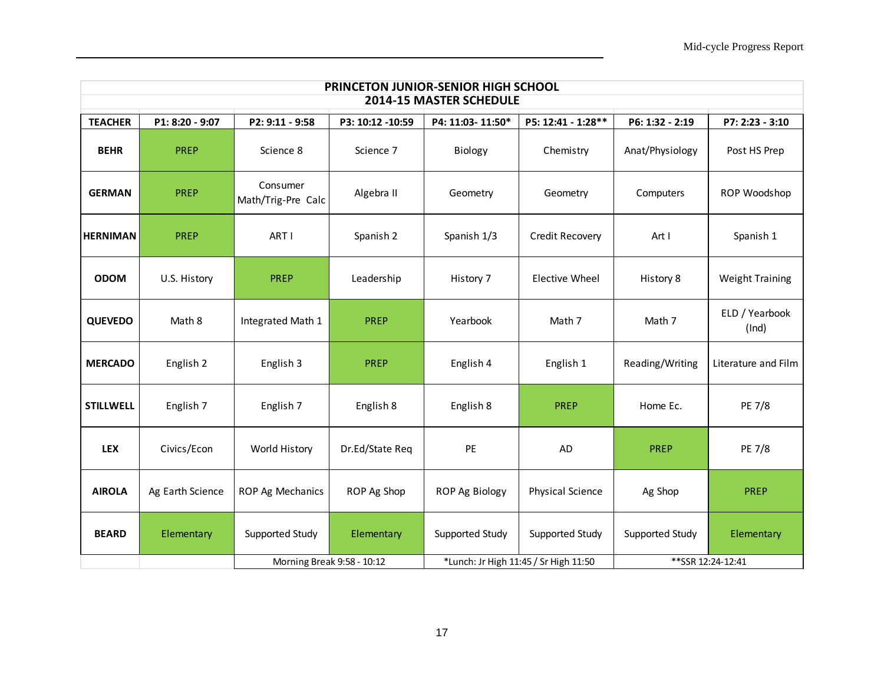| PRINCETON JUNIOR-SENIOR HIGH SCHOOL 2014-15 MASTER SCHEDULE | | | | | | | |
|---|---|---|---|---|---|---|---|
| **TEACHER** | **P1: 8:20 - 9:07** | **P2: 9:11 - 9:58** | **P3: 10:12 -10:59** | **P4: 11:03- 11:50*** | **P5: 12:41 - 1:28**** | **P6: 1:32 - 2:19** | **P7: 2:23 - 3:10** |
| **BEHR** | PREP | Science 8 | Science 7 | Biology | Chemistry | Anat/Physiology | Post HS Prep |
| **GERMAN** | PREP | Consumer Math/Trig-Pre Calc | Algebra II | Geometry | Geometry | Computers | ROP Woodshop |
| **HERNIMAN** | PREP | ART I | Spanish 2 | Spanish 1/3 | Credit Recovery | Art I | Spanish 1 |
| **ODOM** | U.S. History | PREP | Leadership | History 7 | Elective Wheel | History 8 | Weight Training |
| **QUEVEDO** | Math 8 | Integrated Math 1 | PREP | Yearbook | Math 7 | Math 7 | ELD / Yearbook (Ind) |
| **MERCADO** | English 2 | English 3 | PREP | English 4 | English 1 | Reading/Writing | Literature and Film |
| **STILLWELL** | English 7 | English 7 | English 8 | English 8 | PREP | Home Ec. | PE 7/8 |
| **LEX** | Civics/Econ | World History | Dr.Ed/State Req | PE | AD | PREP | PE 7/8 |
| **AIROLA** | Ag Earth Science | ROP Ag Mechanics | ROP Ag Shop | ROP Ag Biology | Physical Science | Ag Shop | PREP |
| **BEARD** | Elementary | Supported Study | Elementary | Supported Study | Supported Study | Supported Study | Elementary |
| | | Morning Break 9:58 - 10:12 | | *Lunch: Jr High 11:45 / Sr High 11:50 | | **SSR 12:24-12:41 | |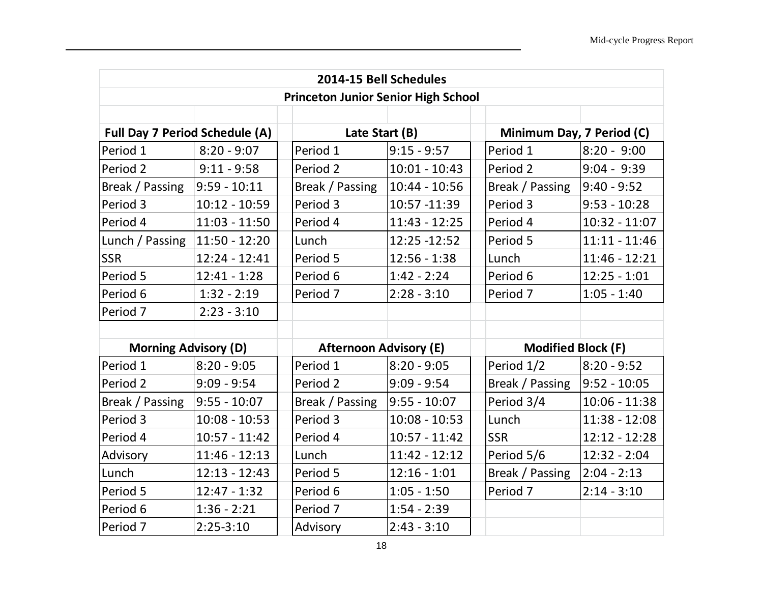## 2014-15 Bell Schedules

### Princeton Junior Senior High School

| Full Day 7 Period Schedule (A) | |
|---|---|
| Period 1 | 8:20 - 9:07 |
| Period 2 | 9:11 - 9:58 |
| Break / Passing | 9:59 - 10:11 |
| Period 3 | 10:12 - 10:59 |
| Period 4 | 11:03 - 11:50 |
| Lunch / Passing | 11:50 - 12:20 |
| SSR | 12:24 - 12:41 |
| Period 5 | 12:41 - 1:28 |
| Period 6 | 1:32 - 2:19 |
| Period 7 | 2:23 - 3:10 |

| Late Start (B) | |
|---|---|
| Period 1 | 9:15 - 9:57 |
| Period 2 | 10:01 - 10:43 |
| Break / Passing | 10:44 - 10:56 |
| Period 3 | 10:57 -11:39 |
| Period 4 | 11:43 - 12:25 |
| Lunch | 12:25 -12:52 |
| Period 5 | 12:56 - 1:38 |
| Period 6 | 1:42 - 2:24 |
| Period 7 | 2:28 - 3:10 |

| Minimum Day, 7 Period (C) | |
|---|---|
| Period 1 | 8:20 - 9:00 |
| Period 2 | 9:04 - 9:39 |
| Break / Passing | 9:40 - 9:52 |
| Period 3 | 9:53 - 10:28 |
| Period 4 | 10:32 - 11:07 |
| Period 5 | 11:11 - 11:46 |
| Lunch | 11:46 - 12:21 |
| Period 6 | 12:25 - 1:01 |
| Period 7 | 1:05 - 1:40 |

| Morning Advisory (D) | |
|---|---|
| Period 1 | 8:20 - 9:05 |
| Period 2 | 9:09 - 9:54 |
| Break / Passing | 9:55 - 10:07 |
| Period 3 | 10:08 - 10:53 |
| Period 4 | 10:57 - 11:42 |
| Advisory | 11:46 - 12:13 |
| Lunch | 12:13 - 12:43 |
| Period 5 | 12:47 - 1:32 |
| Period 6 | 1:36 - 2:21 |
| Period 7 | 2:25-3:10 |

| Afternoon Advisory (E) | |
|---|---|
| Period 1 | 8:20 - 9:05 |
| Period 2 | 9:09 - 9:54 |
| Break / Passing | 9:55 - 10:07 |
| Period 3 | 10:08 - 10:53 |
| Period 4 | 10:57 - 11:42 |
| Lunch | 11:42 - 12:12 |
| Period 5 | 12:16 - 1:01 |
| Period 6 | 1:05 - 1:50 |
| Period 7 | 1:54 - 2:39 |
| Advisory | 2:43 - 3:10 |

| Modified Block (F) | |
|---|---|
| Period 1/2 | 8:20 - 9:52 |
| Break / Passing | 9:52 - 10:05 |
| Period 3/4 | 10:06 - 11:38 |
| Lunch | 11:38 - 12:08 |
| SSR | 12:12 - 12:28 |
| Period 5/6 | 12:32 - 2:04 |
| Break / Passing | 2:04 - 2:13 |
| Period 7 | 2:14 - 3:10 |